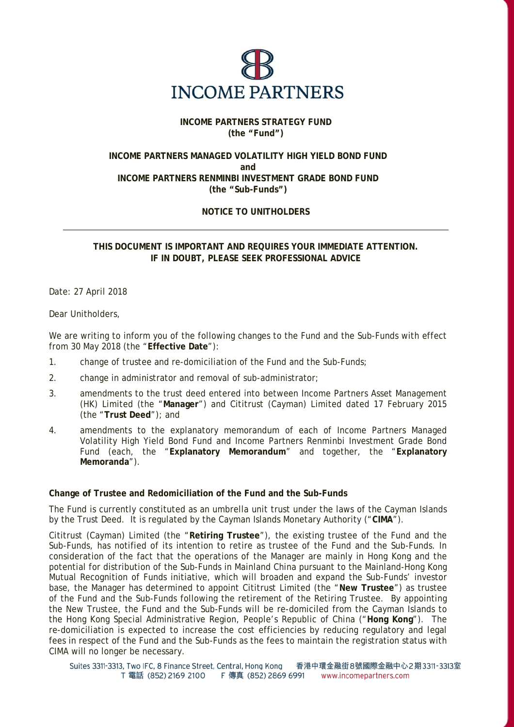**INCOME PARTNERS STRATEGY FUND**
**(the "Fund")**

**INCOME PARTNERS MANAGED VOLATILITY HIGH YIELD BOND FUND**
**and**
**INCOME PARTNERS RENMINBI INVESTMENT GRADE BOND FUND**
**(the "Sub-Funds")**

**NOTICE TO UNITHOLDERS**

---

**THIS DOCUMENT IS IMPORTANT AND REQUIRES YOUR IMMEDIATE ATTENTION.**
**IF IN DOUBT, PLEASE SEEK PROFESSIONAL ADVICE**

Date: 27 April 2018

Dear Unitholders,

We are writing to inform you of the following changes to the Fund and the Sub-Funds with effect from 30 May 2018 (the "**Effective Date**"):

1. change of trustee and re-domiciliation of the Fund and the Sub-Funds;
2. change in administrator and removal of sub-administrator;
3. amendments to the trust deed entered into between Income Partners Asset Management (HK) Limited (the "**Manager**") and Cititrust (Cayman) Limited dated 17 February 2015 (the "**Trust Deed**"); and
4. amendments to the explanatory memorandum of each of Income Partners Managed Volatility High Yield Bond Fund and Income Partners Renminbi Investment Grade Bond Fund (each, the "**Explanatory Memorandum**" and together, the "**Explanatory Memoranda**").

**Change of Trustee and Redomiciliation of the Fund and the Sub-Funds**

The Fund is currently constituted as an umbrella unit trust under the laws of the Cayman Islands by the Trust Deed. It is regulated by the Cayman Islands Monetary Authority ("**CIMA**").

Cititrust (Cayman) Limited (the "**Retiring Trustee**"), the existing trustee of the Fund and the Sub-Funds, has notified of its intention to retire as trustee of the Fund and the Sub-Funds. In consideration of the fact that the operations of the Manager are mainly in Hong Kong and the potential for distribution of the Sub-Funds in Mainland China pursuant to the Mainland-Hong Kong Mutual Recognition of Funds initiative, which will broaden and expand the Sub-Funds' investor base, the Manager has determined to appoint Cititrust Limited (the "**New Trustee**") as trustee of the Fund and the Sub-Funds following the retirement of the Retiring Trustee. By appointing the New Trustee, the Fund and the Sub-Funds will be re-domiciled from the Cayman Islands to the Hong Kong Special Administrative Region, People's Republic of China ("**Hong Kong**"). The re-domiciliation is expected to increase the cost efficiencies by reducing regulatory and legal fees in respect of the Fund and the Sub-Funds as the fees to maintain the registration status with CIMA will no longer be necessary.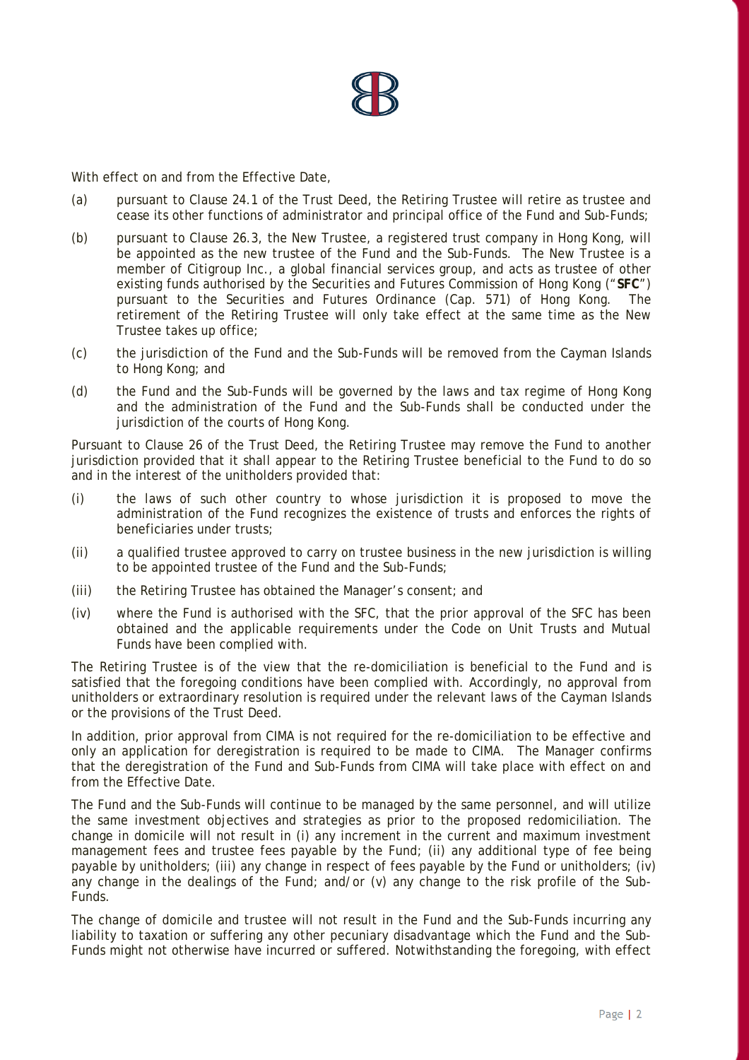With effect on and from the Effective Date,

(a) pursuant to Clause 24.1 of the Trust Deed, the Retiring Trustee will retire as trustee and cease its other functions of administrator and principal office of the Fund and Sub-Funds;

(b) pursuant to Clause 26.3, the New Trustee, a registered trust company in Hong Kong, will be appointed as the new trustee of the Fund and the Sub-Funds. The New Trustee is a member of Citigroup Inc., a global financial services group, and acts as trustee of other existing funds authorised by the Securities and Futures Commission of Hong Kong ("**SFC**") pursuant to the Securities and Futures Ordinance (Cap. 571) of Hong Kong. The retirement of the Retiring Trustee will only take effect at the same time as the New Trustee takes up office;

(c) the jurisdiction of the Fund and the Sub-Funds will be removed from the Cayman Islands to Hong Kong; and

(d) the Fund and the Sub-Funds will be governed by the laws and tax regime of Hong Kong and the administration of the Fund and the Sub-Funds shall be conducted under the jurisdiction of the courts of Hong Kong.

Pursuant to Clause 26 of the Trust Deed, the Retiring Trustee may remove the Fund to another jurisdiction provided that it shall appear to the Retiring Trustee beneficial to the Fund to do so and in the interest of the unitholders provided that:

(i) the laws of such other country to whose jurisdiction it is proposed to move the administration of the Fund recognizes the existence of trusts and enforces the rights of beneficiaries under trusts;

(ii) a qualified trustee approved to carry on trustee business in the new jurisdiction is willing to be appointed trustee of the Fund and the Sub-Funds;

(iii) the Retiring Trustee has obtained the Manager's consent; and

(iv) where the Fund is authorised with the SFC, that the prior approval of the SFC has been obtained and the applicable requirements under the Code on Unit Trusts and Mutual Funds have been complied with.

The Retiring Trustee is of the view that the re-domiciliation is beneficial to the Fund and is satisfied that the foregoing conditions have been complied with. Accordingly, no approval from unitholders or extraordinary resolution is required under the relevant laws of the Cayman Islands or the provisions of the Trust Deed.

In addition, prior approval from CIMA is not required for the re-domiciliation to be effective and only an application for deregistration is required to be made to CIMA. The Manager confirms that the deregistration of the Fund and Sub-Funds from CIMA will take place with effect on and from the Effective Date.

The Fund and the Sub-Funds will continue to be managed by the same personnel, and will utilize the same investment objectives and strategies as prior to the proposed redomiciliation. The change in domicile will not result in (i) any increment in the current and maximum investment management fees and trustee fees payable by the Fund; (ii) any additional type of fee being payable by unitholders; (iii) any change in respect of fees payable by the Fund or unitholders; (iv) any change in the dealings of the Fund; and/or (v) any change to the risk profile of the Sub-Funds.

The change of domicile and trustee will not result in the Fund and the Sub-Funds incurring any liability to taxation or suffering any other pecuniary disadvantage which the Fund and the Sub-Funds might not otherwise have incurred or suffered. Notwithstanding the foregoing, with effect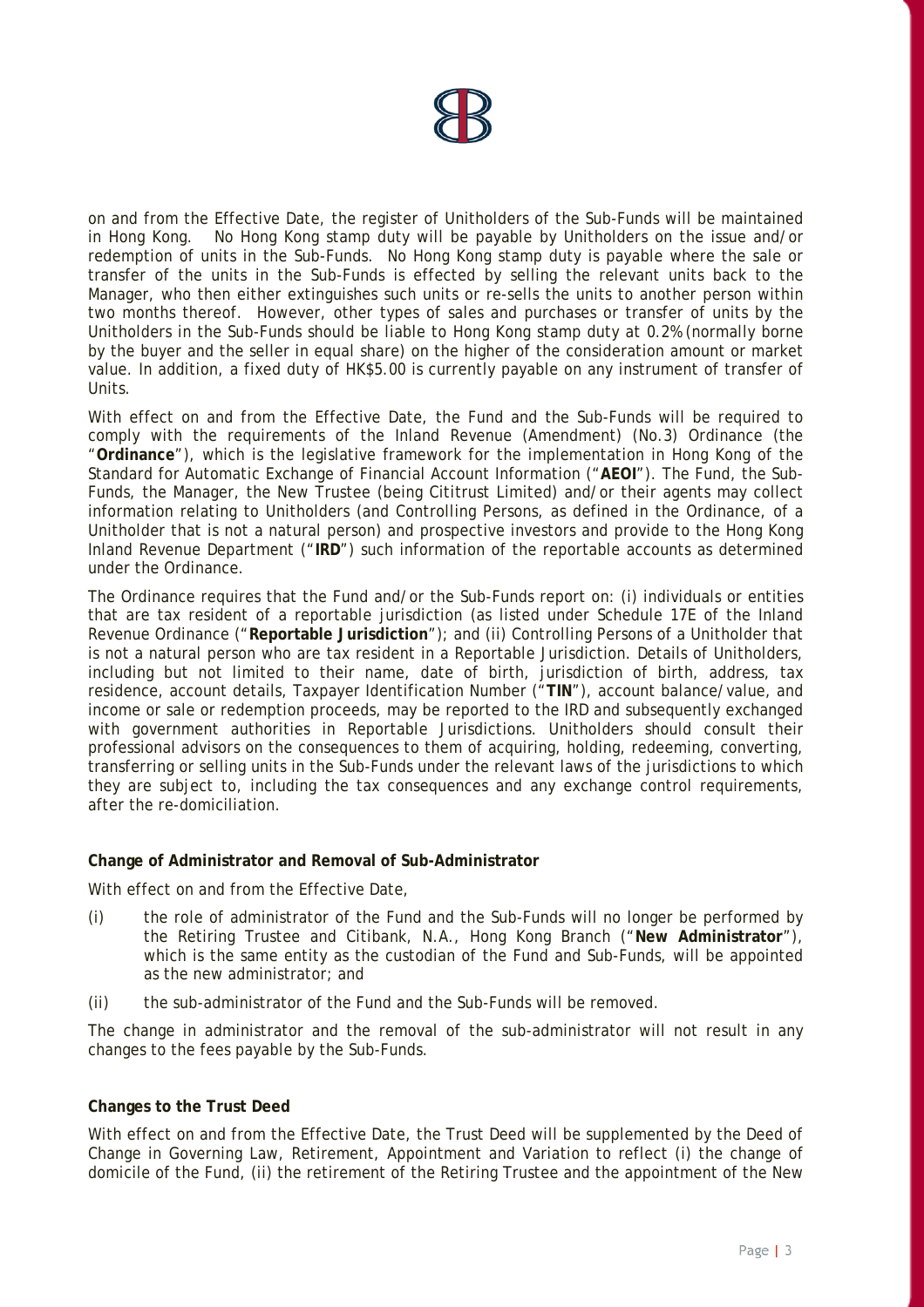on and from the Effective Date, the register of Unitholders of the Sub-Funds will be maintained in Hong Kong. No Hong Kong stamp duty will be payable by Unitholders on the issue and/or redemption of units in the Sub-Funds. No Hong Kong stamp duty is payable where the sale or transfer of the units in the Sub-Funds is effected by selling the relevant units back to the Manager, who then either extinguishes such units or re-sells the units to another person within two months thereof. However, other types of sales and purchases or transfer of units by the Unitholders in the Sub-Funds should be liable to Hong Kong stamp duty at 0.2% (normally borne by the buyer and the seller in equal share) on the higher of the consideration amount or market value. In addition, a fixed duty of HK$5.00 is currently payable on any instrument of transfer of Units.

With effect on and from the Effective Date, the Fund and the Sub-Funds will be required to comply with the requirements of the Inland Revenue (Amendment) (No.3) Ordinance (the "**Ordinance**"), which is the legislative framework for the implementation in Hong Kong of the Standard for Automatic Exchange of Financial Account Information ("**AEOI**"). The Fund, the Sub-Funds, the Manager, the New Trustee (being Cititrust Limited) and/or their agents may collect information relating to Unitholders (and Controlling Persons, as defined in the Ordinance, of a Unitholder that is not a natural person) and prospective investors and provide to the Hong Kong Inland Revenue Department ("**IRD**") such information of the reportable accounts as determined under the Ordinance.

The Ordinance requires that the Fund and/or the Sub-Funds report on: (i) individuals or entities that are tax resident of a reportable jurisdiction (as listed under Schedule 17E of the Inland Revenue Ordinance ("**Reportable Jurisdiction**"); and (ii) Controlling Persons of a Unitholder that is not a natural person who are tax resident in a Reportable Jurisdiction. Details of Unitholders, including but not limited to their name, date of birth, jurisdiction of birth, address, tax residence, account details, Taxpayer Identification Number ("**TIN**"), account balance/value, and income or sale or redemption proceeds, may be reported to the IRD and subsequently exchanged with government authorities in Reportable Jurisdictions. Unitholders should consult their professional advisors on the consequences to them of acquiring, holding, redeeming, converting, transferring or selling units in the Sub-Funds under the relevant laws of the jurisdictions to which they are subject to, including the tax consequences and any exchange control requirements, after the re-domiciliation.

**Change of Administrator and Removal of Sub-Administrator**

With effect on and from the Effective Date,

(i) the role of administrator of the Fund and the Sub-Funds will no longer be performed by the Retiring Trustee and Citibank, N.A., Hong Kong Branch ("**New Administrator**"), which is the same entity as the custodian of the Fund and Sub-Funds, will be appointed as the new administrator; and

(ii) the sub-administrator of the Fund and the Sub-Funds will be removed.

The change in administrator and the removal of the sub-administrator will not result in any changes to the fees payable by the Sub-Funds.

**Changes to the Trust Deed**

With effect on and from the Effective Date, the Trust Deed will be supplemented by the Deed of Change in Governing Law, Retirement, Appointment and Variation to reflect (i) the change of domicile of the Fund, (ii) the retirement of the Retiring Trustee and the appointment of the New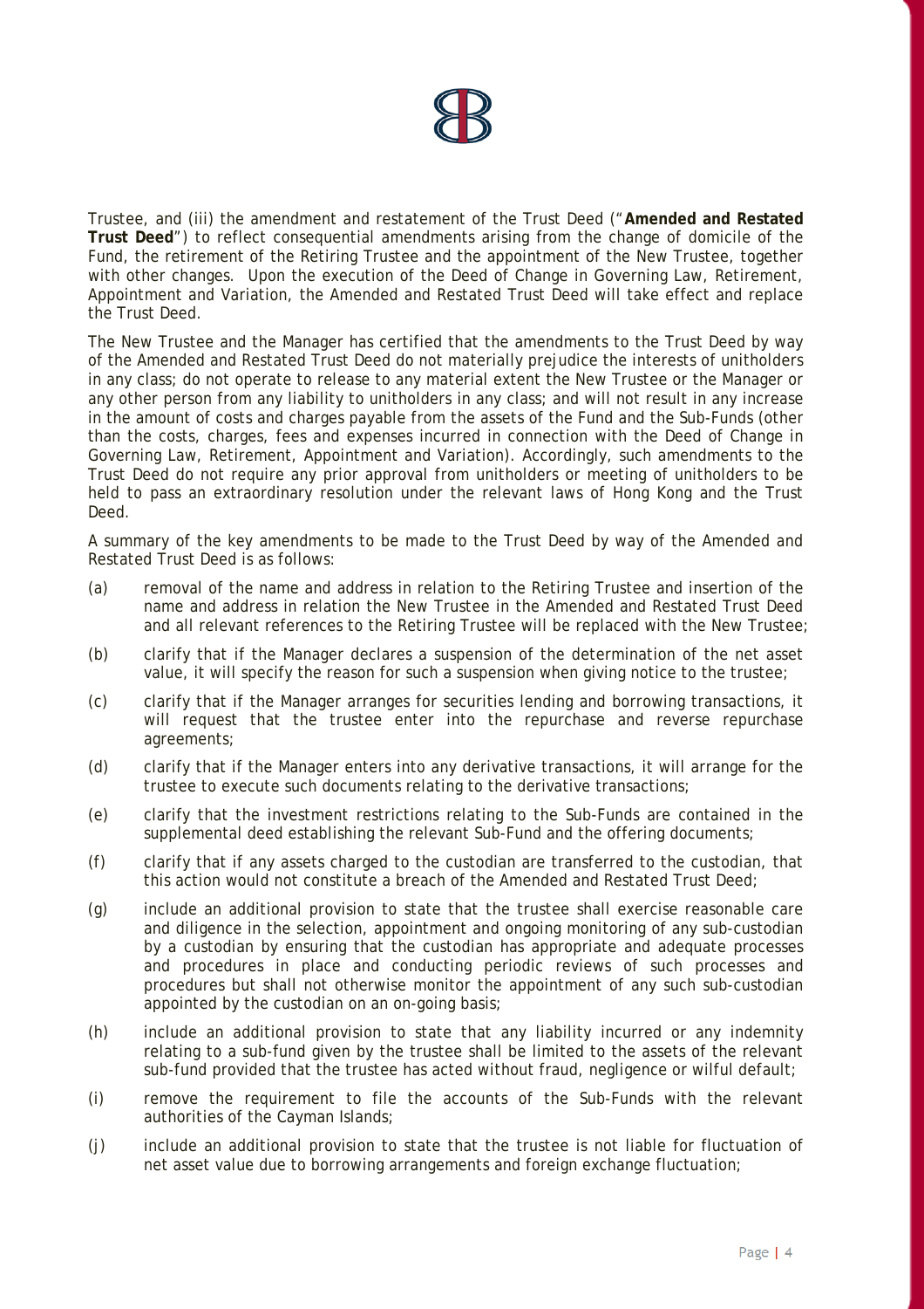Trustee, and (iii) the amendment and restatement of the Trust Deed ("**Amended and Restated Trust Deed**") to reflect consequential amendments arising from the change of domicile of the Fund, the retirement of the Retiring Trustee and the appointment of the New Trustee, together with other changes. Upon the execution of the Deed of Change in Governing Law, Retirement, Appointment and Variation, the Amended and Restated Trust Deed will take effect and replace the Trust Deed.

The New Trustee and the Manager has certified that the amendments to the Trust Deed by way of the Amended and Restated Trust Deed do not materially prejudice the interests of unitholders in any class; do not operate to release to any material extent the New Trustee or the Manager or any other person from any liability to unitholders in any class; and will not result in any increase in the amount of costs and charges payable from the assets of the Fund and the Sub-Funds (other than the costs, charges, fees and expenses incurred in connection with the Deed of Change in Governing Law, Retirement, Appointment and Variation). Accordingly, such amendments to the Trust Deed do not require any prior approval from unitholders or meeting of unitholders to be held to pass an extraordinary resolution under the relevant laws of Hong Kong and the Trust Deed.

A summary of the key amendments to be made to the Trust Deed by way of the Amended and Restated Trust Deed is as follows:

(a) removal of the name and address in relation to the Retiring Trustee and insertion of the name and address in relation the New Trustee in the Amended and Restated Trust Deed and all relevant references to the Retiring Trustee will be replaced with the New Trustee;

(b) clarify that if the Manager declares a suspension of the determination of the net asset value, it will specify the reason for such a suspension when giving notice to the trustee;

(c) clarify that if the Manager arranges for securities lending and borrowing transactions, it will request that the trustee enter into the repurchase and reverse repurchase agreements;

(d) clarify that if the Manager enters into any derivative transactions, it will arrange for the trustee to execute such documents relating to the derivative transactions;

(e) clarify that the investment restrictions relating to the Sub-Funds are contained in the supplemental deed establishing the relevant Sub-Fund and the offering documents;

(f) clarify that if any assets charged to the custodian are transferred to the custodian, that this action would not constitute a breach of the Amended and Restated Trust Deed;

(g) include an additional provision to state that the trustee shall exercise reasonable care and diligence in the selection, appointment and ongoing monitoring of any sub-custodian by a custodian by ensuring that the custodian has appropriate and adequate processes and procedures in place and conducting periodic reviews of such processes and procedures but shall not otherwise monitor the appointment of any such sub-custodian appointed by the custodian on an on-going basis;

(h) include an additional provision to state that any liability incurred or any indemnity relating to a sub-fund given by the trustee shall be limited to the assets of the relevant sub-fund provided that the trustee has acted without fraud, negligence or wilful default;

(i) remove the requirement to file the accounts of the Sub-Funds with the relevant authorities of the Cayman Islands;

(j) include an additional provision to state that the trustee is not liable for fluctuation of net asset value due to borrowing arrangements and foreign exchange fluctuation;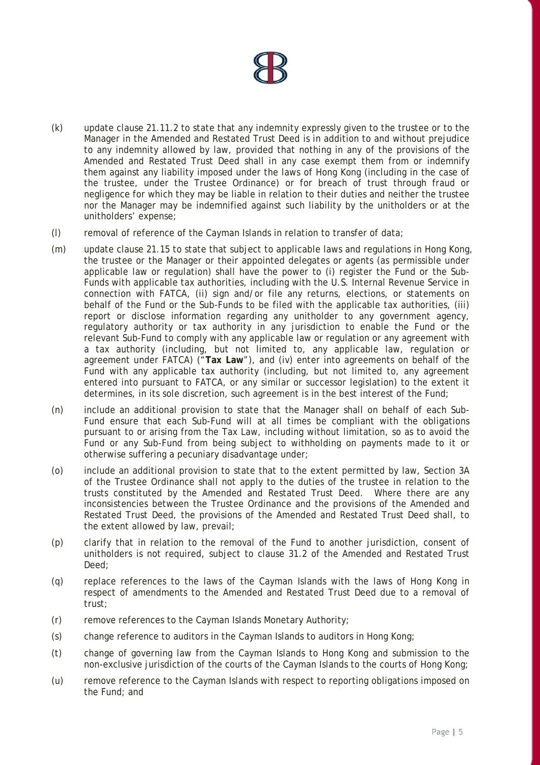(k) update clause 21.11.2 to state that any indemnity expressly given to the trustee or to the Manager in the Amended and Restated Trust Deed is in addition to and without prejudice to any indemnity allowed by law, provided that nothing in any of the provisions of the Amended and Restated Trust Deed shall in any case exempt them from or indemnify them against any liability imposed under the laws of Hong Kong (including in the case of the trustee, under the Trustee Ordinance) or for breach of trust through fraud or negligence for which they may be liable in relation to their duties and neither the trustee nor the Manager may be indemnified against such liability by the unitholders or at the unitholders' expense;

(l) removal of reference of the Cayman Islands in relation to transfer of data;

(m) update clause 21.15 to state that subject to applicable laws and regulations in Hong Kong, the trustee or the Manager or their appointed delegates or agents (as permissible under applicable law or regulation) shall have the power to (i) register the Fund or the Sub-Funds with applicable tax authorities, including with the U.S. Internal Revenue Service in connection with FATCA, (ii) sign and/or file any returns, elections, or statements on behalf of the Fund or the Sub-Funds to be filed with the applicable tax authorities, (iii) report or disclose information regarding any unitholder to any government agency, regulatory authority or tax authority in any jurisdiction to enable the Fund or the relevant Sub-Fund to comply with any applicable law or regulation or any agreement with a tax authority (including, but not limited to, any applicable law, regulation or agreement under FATCA) ("**Tax Law**"), and (iv) enter into agreements on behalf of the Fund with any applicable tax authority (including, but not limited to, any agreement entered into pursuant to FATCA, or any similar or successor legislation) to the extent it determines, in its sole discretion, such agreement is in the best interest of the Fund;

(n) include an additional provision to state that the Manager shall on behalf of each Sub-Fund ensure that each Sub-Fund will at all times be compliant with the obligations pursuant to or arising from the Tax Law, including without limitation, so as to avoid the Fund or any Sub-Fund from being subject to withholding on payments made to it or otherwise suffering a pecuniary disadvantage under;

(o) include an additional provision to state that to the extent permitted by law, Section 3A of the Trustee Ordinance shall not apply to the duties of the trustee in relation to the trusts constituted by the Amended and Restated Trust Deed. Where there are any inconsistencies between the Trustee Ordinance and the provisions of the Amended and Restated Trust Deed, the provisions of the Amended and Restated Trust Deed shall, to the extent allowed by law, prevail;

(p) clarify that in relation to the removal of the Fund to another jurisdiction, consent of unitholders is not required, subject to clause 31.2 of the Amended and Restated Trust Deed;

(q) replace references to the laws of the Cayman Islands with the laws of Hong Kong in respect of amendments to the Amended and Restated Trust Deed due to a removal of trust;

(r) remove references to the Cayman Islands Monetary Authority;

(s) change reference to auditors in the Cayman Islands to auditors in Hong Kong;

(t) change of governing law from the Cayman Islands to Hong Kong and submission to the non-exclusive jurisdiction of the courts of the Cayman Islands to the courts of Hong Kong;

(u) remove reference to the Cayman Islands with respect to reporting obligations imposed on the Fund; and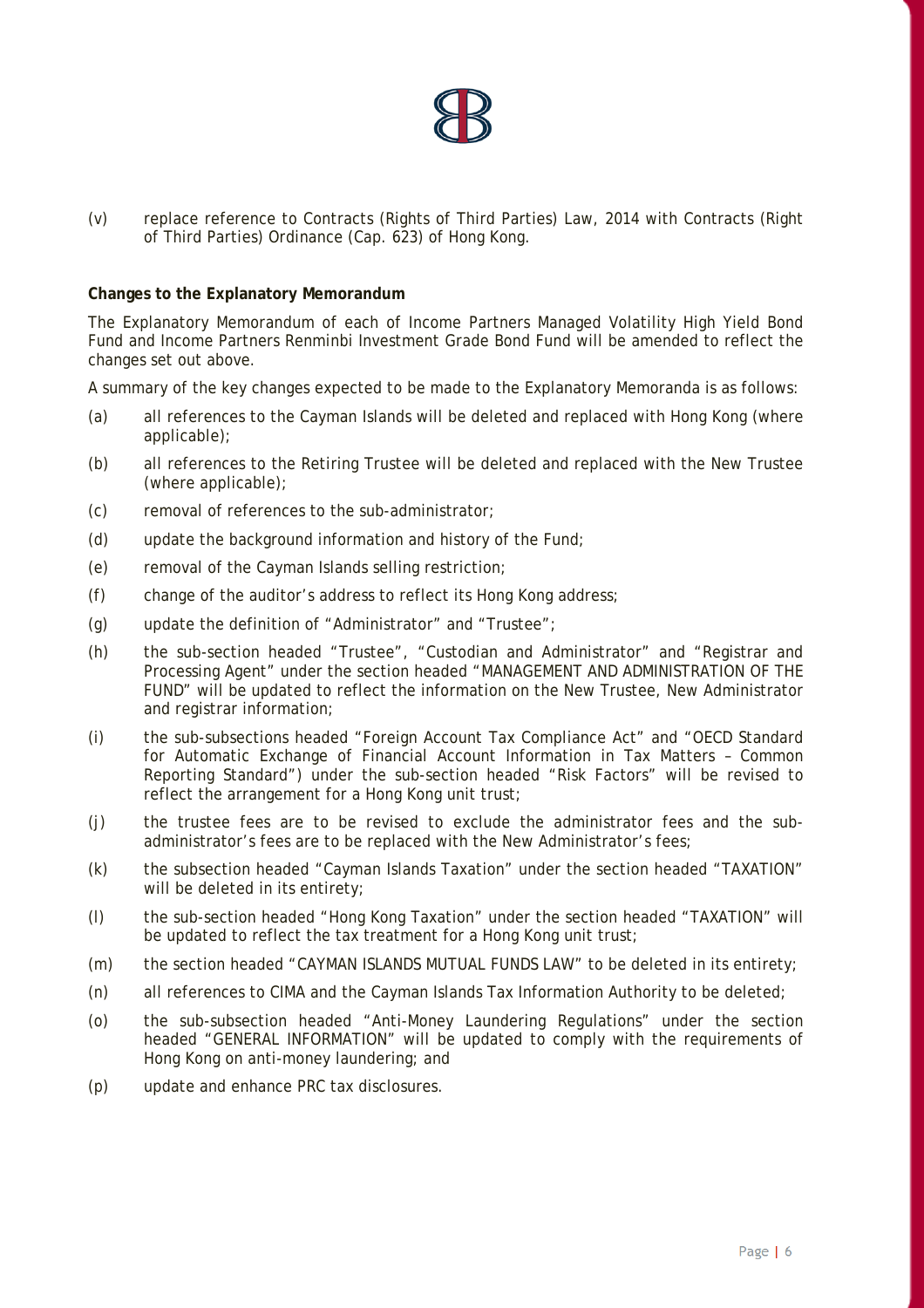(v) replace reference to Contracts (Rights of Third Parties) Law, 2014 with Contracts (Right of Third Parties) Ordinance (Cap. 623) of Hong Kong.

**Changes to the Explanatory Memorandum**

The Explanatory Memorandum of each of Income Partners Managed Volatility High Yield Bond Fund and Income Partners Renminbi Investment Grade Bond Fund will be amended to reflect the changes set out above.

A summary of the key changes expected to be made to the Explanatory Memoranda is as follows:

(a) all references to the Cayman Islands will be deleted and replaced with Hong Kong (where applicable);

(b) all references to the Retiring Trustee will be deleted and replaced with the New Trustee (where applicable);

(c) removal of references to the sub-administrator;

(d) update the background information and history of the Fund;

(e) removal of the Cayman Islands selling restriction;

(f) change of the auditor's address to reflect its Hong Kong address;

(g) update the definition of "Administrator" and "Trustee";

(h) the sub-section headed "Trustee", "Custodian and Administrator" and "Registrar and Processing Agent" under the section headed "MANAGEMENT AND ADMINISTRATION OF THE FUND" will be updated to reflect the information on the New Trustee, New Administrator and registrar information;

(i) the sub-subsections headed "Foreign Account Tax Compliance Act" and "OECD Standard for Automatic Exchange of Financial Account Information in Tax Matters – Common Reporting Standard") under the sub-section headed "Risk Factors" will be revised to reflect the arrangement for a Hong Kong unit trust;

(j) the trustee fees are to be revised to exclude the administrator fees and the sub-administrator's fees are to be replaced with the New Administrator's fees;

(k) the subsection headed "Cayman Islands Taxation" under the section headed "TAXATION" will be deleted in its entirety;

(l) the sub-section headed "Hong Kong Taxation" under the section headed "TAXATION" will be updated to reflect the tax treatment for a Hong Kong unit trust;

(m) the section headed "CAYMAN ISLANDS MUTUAL FUNDS LAW" to be deleted in its entirety;

(n) all references to CIMA and the Cayman Islands Tax Information Authority to be deleted;

(o) the sub-subsection headed "Anti-Money Laundering Regulations" under the section headed "GENERAL INFORMATION" will be updated to comply with the requirements of Hong Kong on anti-money laundering; and

(p) update and enhance PRC tax disclosures.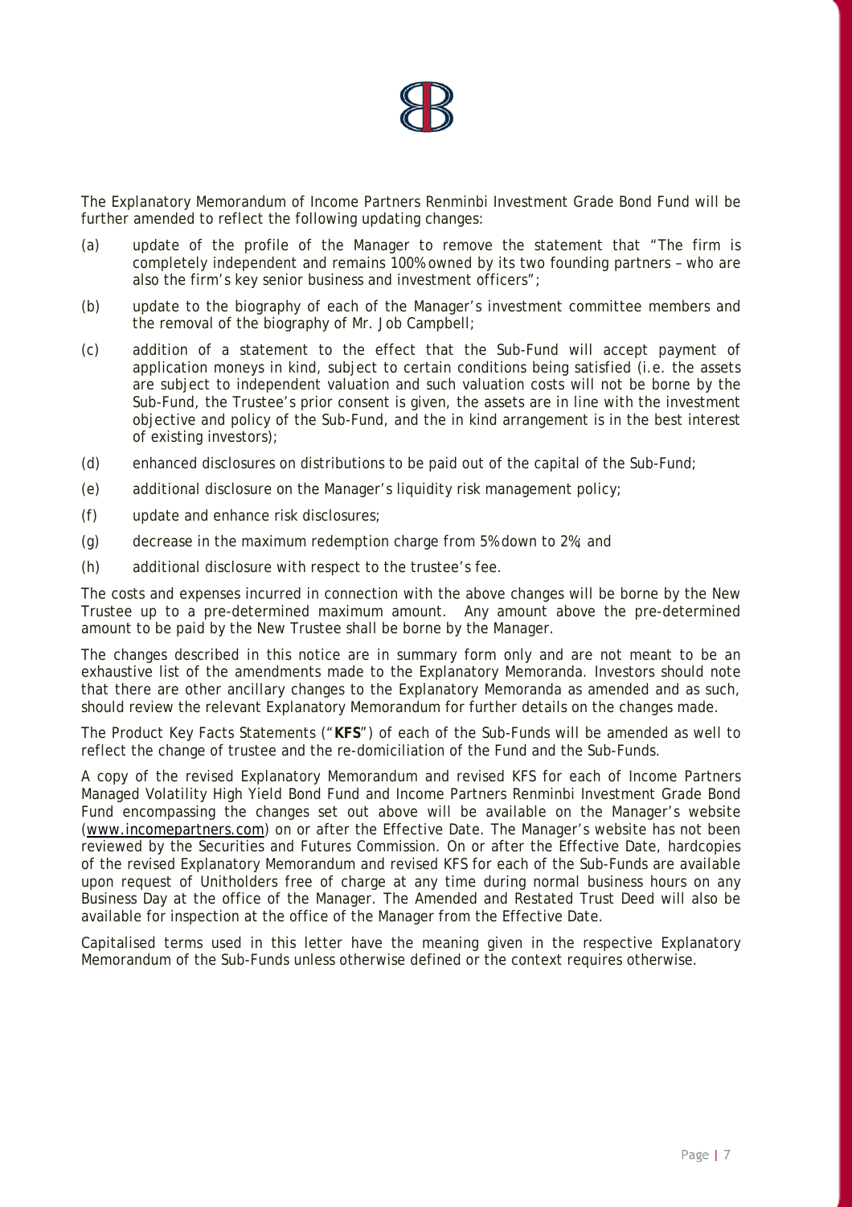The Explanatory Memorandum of Income Partners Renminbi Investment Grade Bond Fund will be further amended to reflect the following updating changes:

(a) update of the profile of the Manager to remove the statement that "The firm is completely independent and remains 100% owned by its two founding partners – who are also the firm's key senior business and investment officers";

(b) update to the biography of each of the Manager's investment committee members and the removal of the biography of Mr. Job Campbell;

(c) addition of a statement to the effect that the Sub-Fund will accept payment of application moneys in kind, subject to certain conditions being satisfied (i.e. the assets are subject to independent valuation and such valuation costs will not be borne by the Sub-Fund, the Trustee's prior consent is given, the assets are in line with the investment objective and policy of the Sub-Fund, and the in kind arrangement is in the best interest of existing investors);

(d) enhanced disclosures on distributions to be paid out of the capital of the Sub-Fund;

(e) additional disclosure on the Manager's liquidity risk management policy;

(f) update and enhance risk disclosures;

(g) decrease in the maximum redemption charge from 5% down to 2%; and

(h) additional disclosure with respect to the trustee's fee.

The costs and expenses incurred in connection with the above changes will be borne by the New Trustee up to a pre-determined maximum amount. Any amount above the pre-determined amount to be paid by the New Trustee shall be borne by the Manager.

The changes described in this notice are in summary form only and are not meant to be an exhaustive list of the amendments made to the Explanatory Memoranda. Investors should note that there are other ancillary changes to the Explanatory Memoranda as amended and as such, should review the relevant Explanatory Memorandum for further details on the changes made.

The Product Key Facts Statements ("**KFS**") of each of the Sub-Funds will be amended as well to reflect the change of trustee and the re-domiciliation of the Fund and the Sub-Funds.

A copy of the revised Explanatory Memorandum and revised KFS for each of Income Partners Managed Volatility High Yield Bond Fund and Income Partners Renminbi Investment Grade Bond Fund encompassing the changes set out above will be available on the Manager's website (www.incomepartners.com) on or after the Effective Date. The Manager's website has not been reviewed by the Securities and Futures Commission. On or after the Effective Date, hardcopies of the revised Explanatory Memorandum and revised KFS for each of the Sub-Funds are available upon request of Unitholders free of charge at any time during normal business hours on any Business Day at the office of the Manager. The Amended and Restated Trust Deed will also be available for inspection at the office of the Manager from the Effective Date.

Capitalised terms used in this letter have the meaning given in the respective Explanatory Memorandum of the Sub-Funds unless otherwise defined or the context requires otherwise.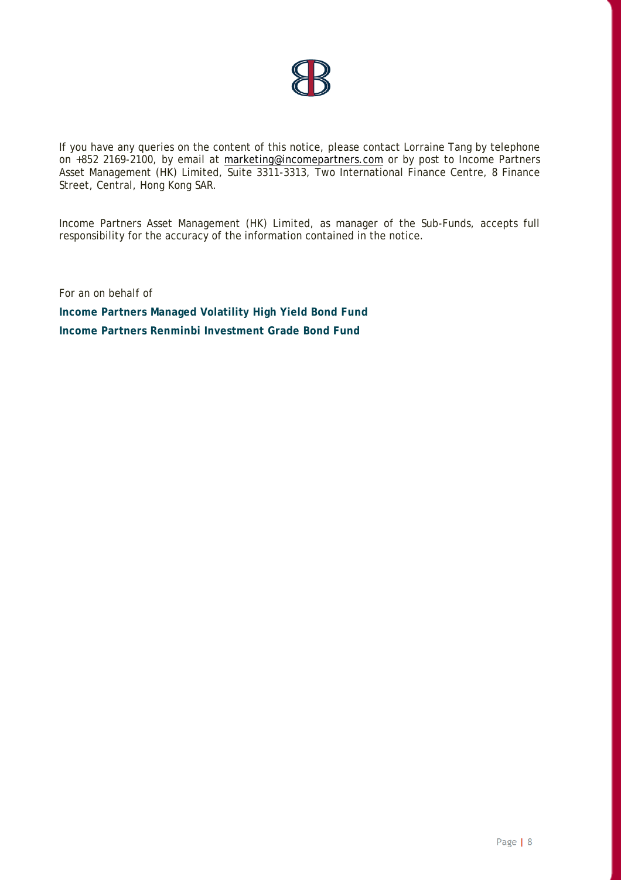If you have any queries on the content of this notice, please contact Lorraine Tang by telephone on +852 2169-2100, by email at marketing@incomepartners.com or by post to Income Partners Asset Management (HK) Limited, Suite 3311-3313, Two International Finance Centre, 8 Finance Street, Central, Hong Kong SAR.

Income Partners Asset Management (HK) Limited, as manager of the Sub-Funds, accepts full responsibility for the accuracy of the information contained in the notice.

For an on behalf of

**Income Partners Managed Volatility High Yield Bond Fund**

**Income Partners Renminbi Investment Grade Bond Fund**